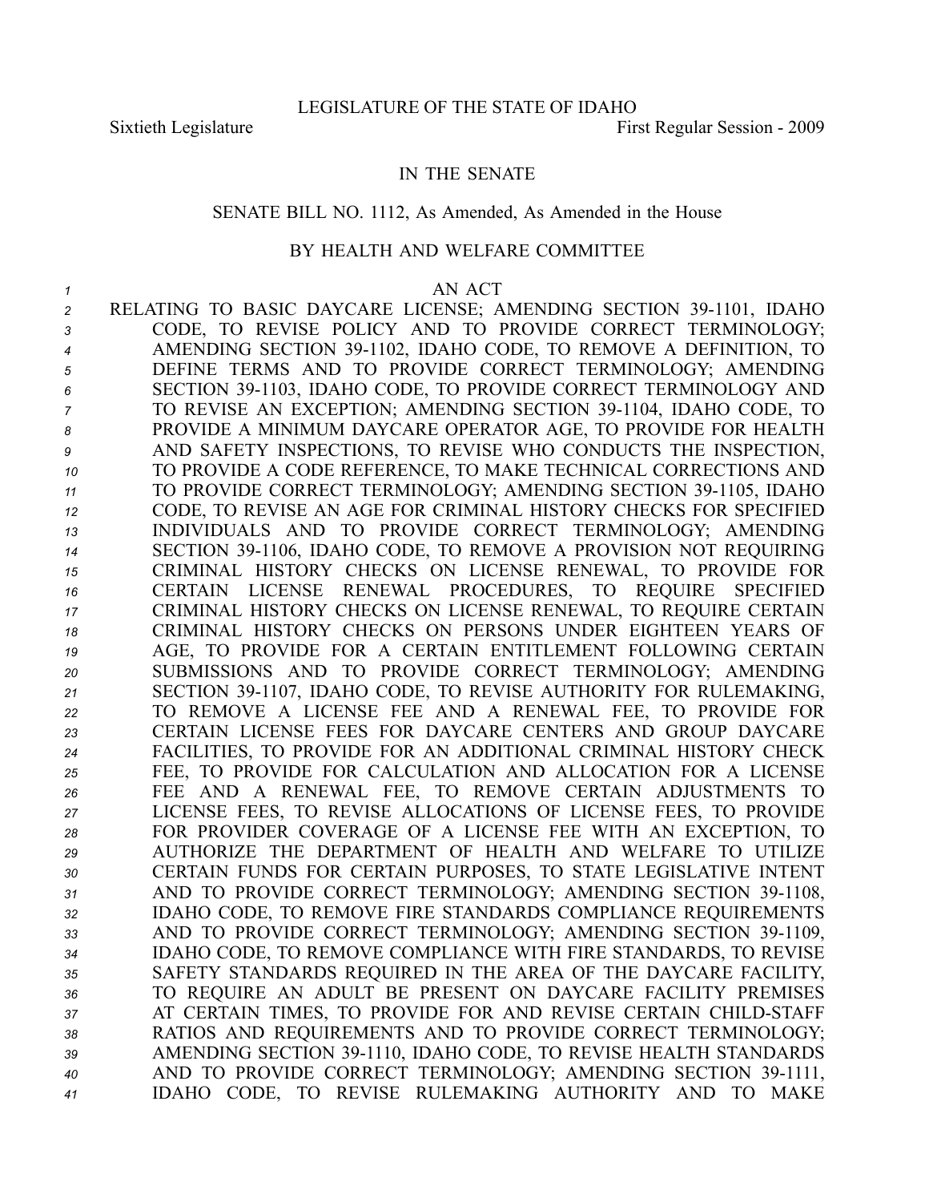LEGISLATURE OF THE STATE OF IDAHO

Sixtieth Legislature First Regular Session - 2009

IN THE SENATE

SENATE BILL NO. 1112, As Amended, As Amended in the House

BY HEALTH AND WELFARE COMMITTEE

AN ACT

RELATING TO BASIC DAYCARE LICENSE; AMENDING SECTION 39-1101, IDAHO CODE, TO REVISE POLICY AND TO PROVIDE CORRECT TERMINOLOGY; AMENDING SECTION 39-1102, IDAHO CODE, TO REMOVE A DEFINITION, TO DEFINE TERMS AND TO PROVIDE CORRECT TERMINOLOGY; AMENDING SECTION 39-1103, IDAHO CODE, TO PROVIDE CORRECT TERMINOLOGY AND TO REVISE AN EXCEPTION; AMENDING SECTION 39-1104, IDAHO CODE, TO PROVIDE A MINIMUM DAYCARE OPERATOR AGE, TO PROVIDE FOR HEALTH AND SAFETY INSPECTIONS, TO REVISE WHO CONDUCTS THE INSPECTION, TO PROVIDE A CODE REFERENCE, TO MAKE TECHNICAL CORRECTIONS AND TO PROVIDE CORRECT TERMINOLOGY; AMENDING SECTION 39-1105, IDAHO CODE, TO REVISE AN AGE FOR CRIMINAL HISTORY CHECKS FOR SPECIFIED INDIVIDUALS AND TO PROVIDE CORRECT TERMINOLOGY; AMENDING SECTION 39-1106, IDAHO CODE, TO REMOVE A PROVISION NOT REQUIRING CRIMINAL HISTORY CHECKS ON LICENSE RENEWAL, TO PROVIDE FOR CERTAIN LICENSE RENEWAL PROCEDURES, TO REQUIRE SPECIFIED CRIMINAL HISTORY CHECKS ON LICENSE RENEWAL, TO REQUIRE CERTAIN CRIMINAL HISTORY CHECKS ON PERSONS UNDER EIGHTEEN YEARS OF AGE, TO PROVIDE FOR A CERTAIN ENTITLEMENT FOLLOWING CERTAIN SUBMISSIONS AND TO PROVIDE CORRECT TERMINOLOGY; AMENDING SECTION 39-1107, IDAHO CODE, TO REVISE AUTHORITY FOR RULEMAKING, TO REMOVE A LICENSE FEE AND A RENEWAL FEE, TO PROVIDE FOR CERTAIN LICENSE FEES FOR DAYCARE CENTERS AND GROUP DAYCARE FACILITIES, TO PROVIDE FOR AN ADDITIONAL CRIMINAL HISTORY CHECK FEE, TO PROVIDE FOR CALCULATION AND ALLOCATION FOR A LICENSE FEE AND A RENEWAL FEE, TO REMOVE CERTAIN ADJUSTMENTS TO LICENSE FEES, TO REVISE ALLOCATIONS OF LICENSE FEES, TO PROVIDE FOR PROVIDER COVERAGE OF A LICENSE FEE WITH AN EXCEPTION, TO AUTHORIZE THE DEPARTMENT OF HEALTH AND WELFARE TO UTILIZE CERTAIN FUNDS FOR CERTAIN PURPOSES, TO STATE LEGISLATIVE INTENT AND TO PROVIDE CORRECT TERMINOLOGY; AMENDING SECTION 39-1108, IDAHO CODE, TO REMOVE FIRE STANDARDS COMPLIANCE REQUIREMENTS AND TO PROVIDE CORRECT TERMINOLOGY; AMENDING SECTION 39-1109, IDAHO CODE, TO REMOVE COMPLIANCE WITH FIRE STANDARDS, TO REVISE SAFETY STANDARDS REQUIRED IN THE AREA OF THE DAYCARE FACILITY, TO REQUIRE AN ADULT BE PRESENT ON DAYCARE FACILITY PREMISES AT CERTAIN TIMES, TO PROVIDE FOR AND REVISE CERTAIN CHILD-STAFF RATIOS AND REQUIREMENTS AND TO PROVIDE CORRECT TERMINOLOGY; AMENDING SECTION 39-1110, IDAHO CODE, TO REVISE HEALTH STANDARDS AND TO PROVIDE CORRECT TERMINOLOGY; AMENDING SECTION 39-1111, IDAHO CODE, TO REVISE RULEMAKING AUTHORITY AND TO MAKE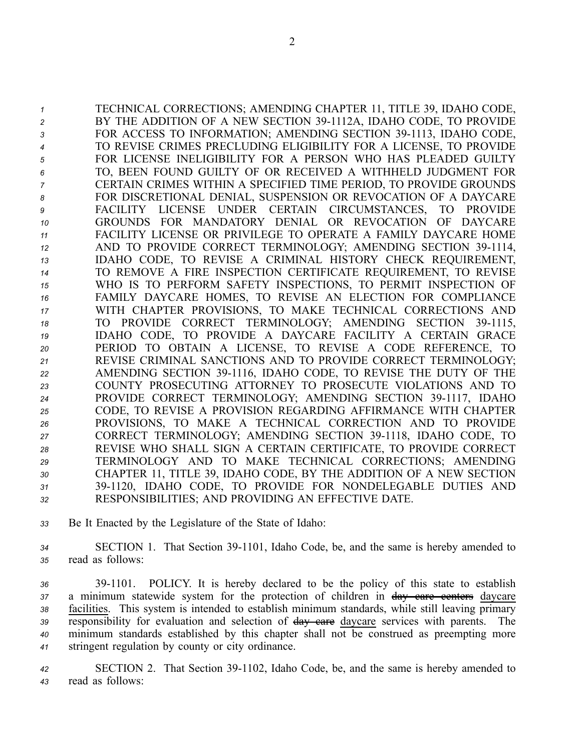TECHNICAL CORRECTIONS; AMENDING CHAPTER 11, TITLE 39, IDAHO CODE, BY THE ADDITION OF A NEW SECTION 39-1112A, IDAHO CODE, TO PROVIDE FOR ACCESS TO INFORMATION; AMENDING SECTION 39-1113, IDAHO CODE, TO REVISE CRIMES PRECLUDING ELIGIBILITY FOR A LICENSE, TO PROVIDE FOR LICENSE INELIGIBILITY FOR A PERSON WHO HAS PLEADED GUILTY TO, BEEN FOUND GUILTY OF OR RECEIVED A WITHHELD JUDGMENT FOR CERTAIN CRIMES WITHIN A SPECIFIED TIME PERIOD, TO PROVIDE GROUNDS FOR DISCRETIONAL DENIAL, SUSPENSION OR REVOCATION OF A DAYCARE FACILITY LICENSE UNDER CERTAIN CIRCUMSTANCES, TO PROVIDE GROUNDS FOR MANDATORY DENIAL OR REVOCATION OF DAYCARE FACILITY LICENSE OR PRIVILEGE TO OPERATE A FAMILY DAYCARE HOME AND TO PROVIDE CORRECT TERMINOLOGY; AMENDING SECTION 39-1114, IDAHO CODE, TO REVISE A CRIMINAL HISTORY CHECK REQUIREMENT, TO REMOVE A FIRE INSPECTION CERTIFICATE REQUIREMENT, TO REVISE WHO IS TO PERFORM SAFETY INSPECTIONS, TO PERMIT INSPECTION OF FAMILY DAYCARE HOMES, TO REVISE AN ELECTION FOR COMPLIANCE WITH CHAPTER PROVISIONS, TO MAKE TECHNICAL CORRECTIONS AND TO PROVIDE CORRECT TERMINOLOGY; AMENDING SECTION 39-1115, IDAHO CODE, TO PROVIDE A DAYCARE FACILITY A CERTAIN GRACE PERIOD TO OBTAIN A LICENSE, TO REVISE A CODE REFERENCE, TO REVISE CRIMINAL SANCTIONS AND TO PROVIDE CORRECT TERMINOLOGY; AMENDING SECTION 39-1116, IDAHO CODE, TO REVISE THE DUTY OF THE COUNTY PROSECUTING ATTORNEY TO PROSECUTE VIOLATIONS AND TO PROVIDE CORRECT TERMINOLOGY; AMENDING SECTION 39-1117, IDAHO CODE, TO REVISE A PROVISION REGARDING AFFIRMANCE WITH CHAPTER PROVISIONS, TO MAKE A TECHNICAL CORRECTION AND TO PROVIDE CORRECT TERMINOLOGY; AMENDING SECTION 39-1118, IDAHO CODE, TO REVISE WHO SHALL SIGN A CERTAIN CERTIFICATE, TO PROVIDE CORRECT TERMINOLOGY AND TO MAKE TECHNICAL CORRECTIONS; AMENDING CHAPTER 11, TITLE 39, IDAHO CODE, BY THE ADDITION OF A NEW SECTION 39-1120, IDAHO CODE, TO PROVIDE FOR NONDELEGABLE DUTIES AND RESPONSIBILITIES; AND PROVIDING AN EFFECTIVE DATE.

Be It Enacted by the Legislature of the State of Idaho:

SECTION 1. That Section 39-1101, Idaho Code, be, and the same is hereby amended to read as follows:

39-1101. POLICY. It is hereby declared to be the policy of this state to establish a minimum statewide system for the protection of children in ~~day care centers~~ daycare facilities. This system is intended to establish minimum standards, while still leaving primary responsibility for evaluation and selection of ~~day care~~ daycare services with parents. The minimum standards established by this chapter shall not be construed as preempting more stringent regulation by county or city ordinance.

SECTION 2. That Section 39-1102, Idaho Code, be, and the same is hereby amended to read as follows: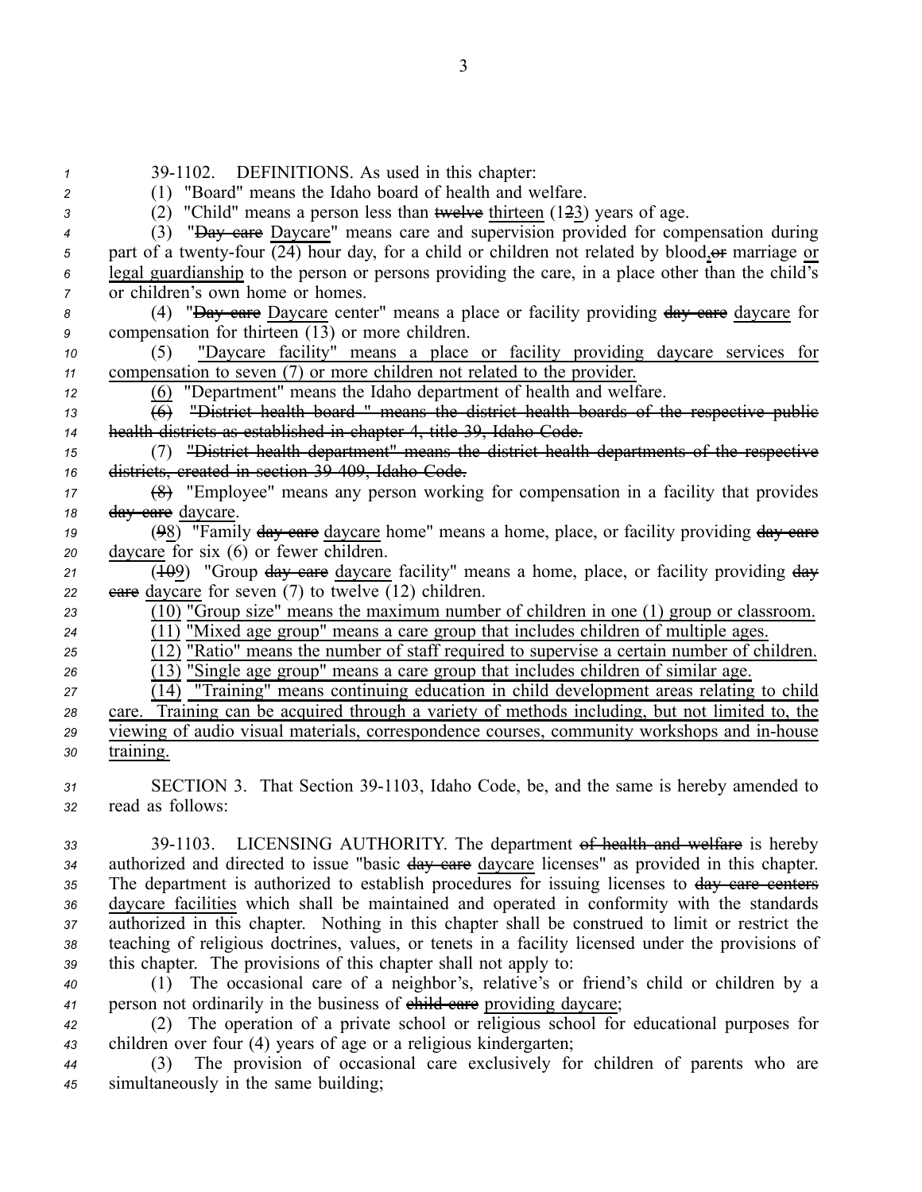39-1102. DEFINITIONS. As used in this chapter:

(1) "Board" means the Idaho board of health and welfare.

(2) "Child" means a person less than ~~twelve~~ thirteen (1~~2~~3) years of age.

(3) "~~Day care~~ Daycare" means care and supervision provided for compensation during part of a twenty-four (24) hour day, for a child or children not related by blood,~~or~~ marriage or legal guardianship to the person or persons providing the care, in a place other than the child's or children's own home or homes.

(4) "~~Day care~~ Daycare center" means a place or facility providing ~~day care~~ daycare for compensation for thirteen (13) or more children.

(5) "Daycare facility" means a place or facility providing daycare services for compensation to seven (7) or more children not related to the provider.

(6) "Department" means the Idaho department of health and welfare.

~~(6) "District health board " means the district health boards of the respective public health districts as established in chapter 4, title 39, Idaho Code.~~

~~(7) "District health department" means the district health departments of the respective districts, created in section 39-409, Idaho Code.~~

(~~8~~7) "Employee" means any person working for compensation in a facility that provides ~~day care~~ daycare.

(~~9~~8) "Family ~~day care~~ daycare home" means a home, place, or facility providing ~~day care~~ daycare for six (6) or fewer children.

(~~10~~9) "Group ~~day care~~ daycare facility" means a home, place, or facility providing ~~day care~~ daycare for seven (7) to twelve (12) children.

(10) "Group size" means the maximum number of children in one (1) group or classroom.

(11) "Mixed age group" means a care group that includes children of multiple ages.

(12) "Ratio" means the number of staff required to supervise a certain number of children.

(13) "Single age group" means a care group that includes children of similar age.

(14) "Training" means continuing education in child development areas relating to child care. Training can be acquired through a variety of methods including, but not limited to, the viewing of audio visual materials, correspondence courses, community workshops and in-house training.

SECTION 3. That Section 39-1103, Idaho Code, be, and the same is hereby amended to read as follows:

39-1103. LICENSING AUTHORITY. The department ~~of health and welfare~~ is hereby authorized and directed to issue "basic ~~day care~~ daycare licenses" as provided in this chapter. The department is authorized to establish procedures for issuing licenses to ~~day care centers~~ daycare facilities which shall be maintained and operated in conformity with the standards authorized in this chapter. Nothing in this chapter shall be construed to limit or restrict the teaching of religious doctrines, values, or tenets in a facility licensed under the provisions of this chapter. The provisions of this chapter shall not apply to:

(1) The occasional care of a neighbor's, relative's or friend's child or children by a person not ordinarily in the business of ~~child care~~ providing daycare;

(2) The operation of a private school or religious school for educational purposes for children over four (4) years of age or a religious kindergarten;

(3) The provision of occasional care exclusively for children of parents who are simultaneously in the same building;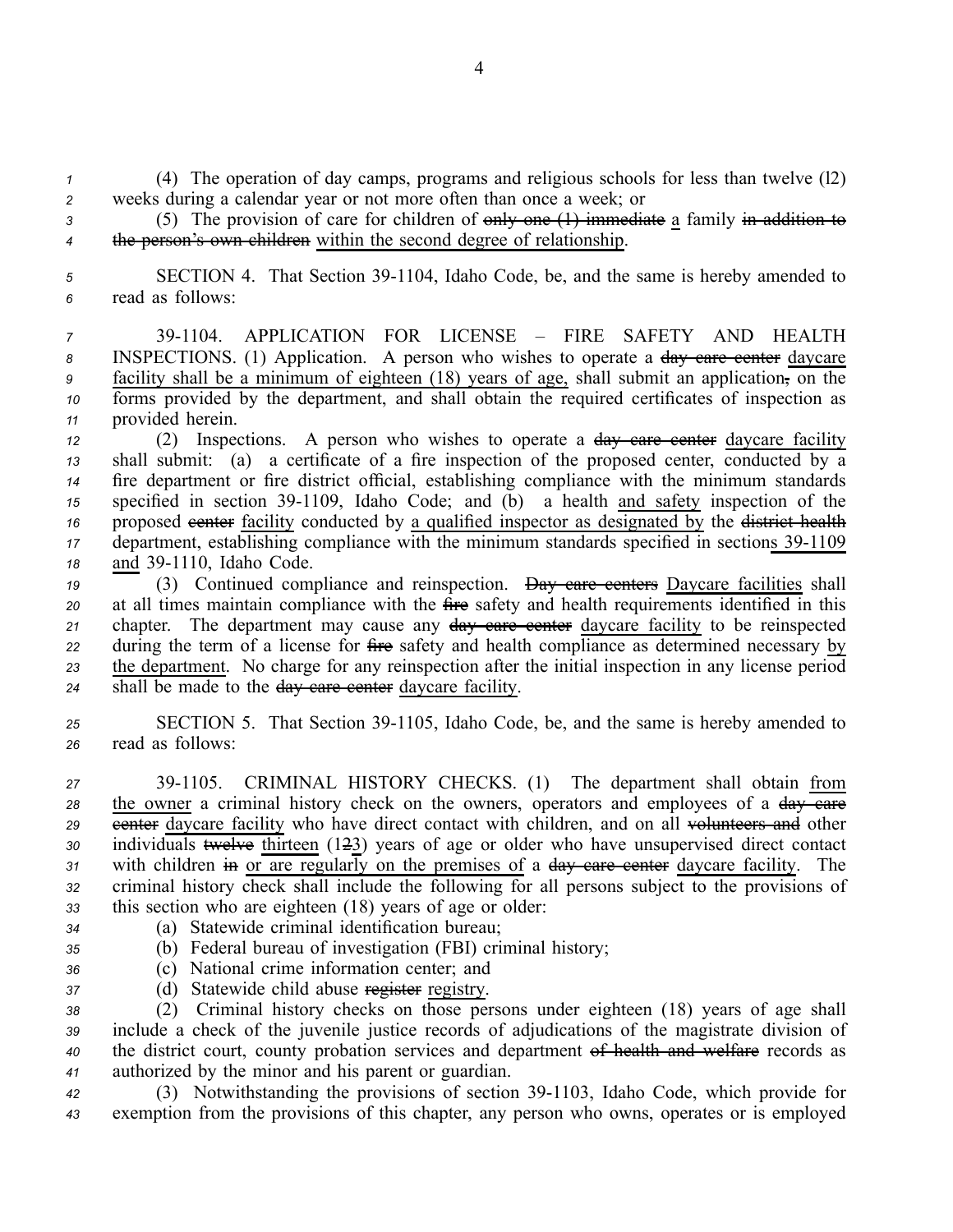(4) The operation of day camps, programs and religious schools for less than twelve (12) weeks during a calendar year or not more often than once a week; or

(5) The provision of care for children of ~~only one (1) immediate~~ a family ~~in addition to the person's own children~~ within the second degree of relationship.

SECTION 4. That Section 39-1104, Idaho Code, be, and the same is hereby amended to read as follows:

39-1104. APPLICATION FOR LICENSE – FIRE SAFETY AND HEALTH INSPECTIONS. (1) Application. A person who wishes to operate a ~~day care center~~ daycare facility shall be a minimum of eighteen (18) years of age, shall submit an application~~,~~ on the forms provided by the department, and shall obtain the required certificates of inspection as provided herein.

(2) Inspections. A person who wishes to operate a ~~day care center~~ daycare facility shall submit: (a) a certificate of a fire inspection of the proposed center, conducted by a fire department or fire district official, establishing compliance with the minimum standards specified in section 39-1109, Idaho Code; and (b) a health and safety inspection of the proposed ~~center~~ facility conducted by a qualified inspector as designated by the ~~district health~~ department, establishing compliance with the minimum standards specified in sections 39-1109 and 39-1110, Idaho Code.

(3) Continued compliance and reinspection. ~~Day care centers~~ Daycare facilities shall at all times maintain compliance with the ~~fire~~ safety and health requirements identified in this chapter. The department may cause any ~~day care center~~ daycare facility to be reinspected during the term of a license for ~~fire~~ safety and health compliance as determined necessary by the department. No charge for any reinspection after the initial inspection in any license period shall be made to the ~~day care center~~ daycare facility.

SECTION 5. That Section 39-1105, Idaho Code, be, and the same is hereby amended to read as follows:

39-1105. CRIMINAL HISTORY CHECKS. (1) The department shall obtain from the owner a criminal history check on the owners, operators and employees of a ~~day care center~~ daycare facility who have direct contact with children, and on all ~~volunteers and~~ other individuals ~~twelve~~ thirteen (1~~2~~3) years of age or older who have unsupervised direct contact with children ~~in~~ or are regularly on the premises of a ~~day care center~~ daycare facility. The criminal history check shall include the following for all persons subject to the provisions of this section who are eighteen (18) years of age or older:

(a) Statewide criminal identification bureau;

(b) Federal bureau of investigation (FBI) criminal history;

(c) National crime information center; and

(d) Statewide child abuse ~~register~~ registry.

(2) Criminal history checks on those persons under eighteen (18) years of age shall include a check of the juvenile justice records of adjudications of the magistrate division of the district court, county probation services and department ~~of health and welfare~~ records as authorized by the minor and his parent or guardian.

(3) Notwithstanding the provisions of section 39-1103, Idaho Code, which provide for exemption from the provisions of this chapter, any person who owns, operates or is employed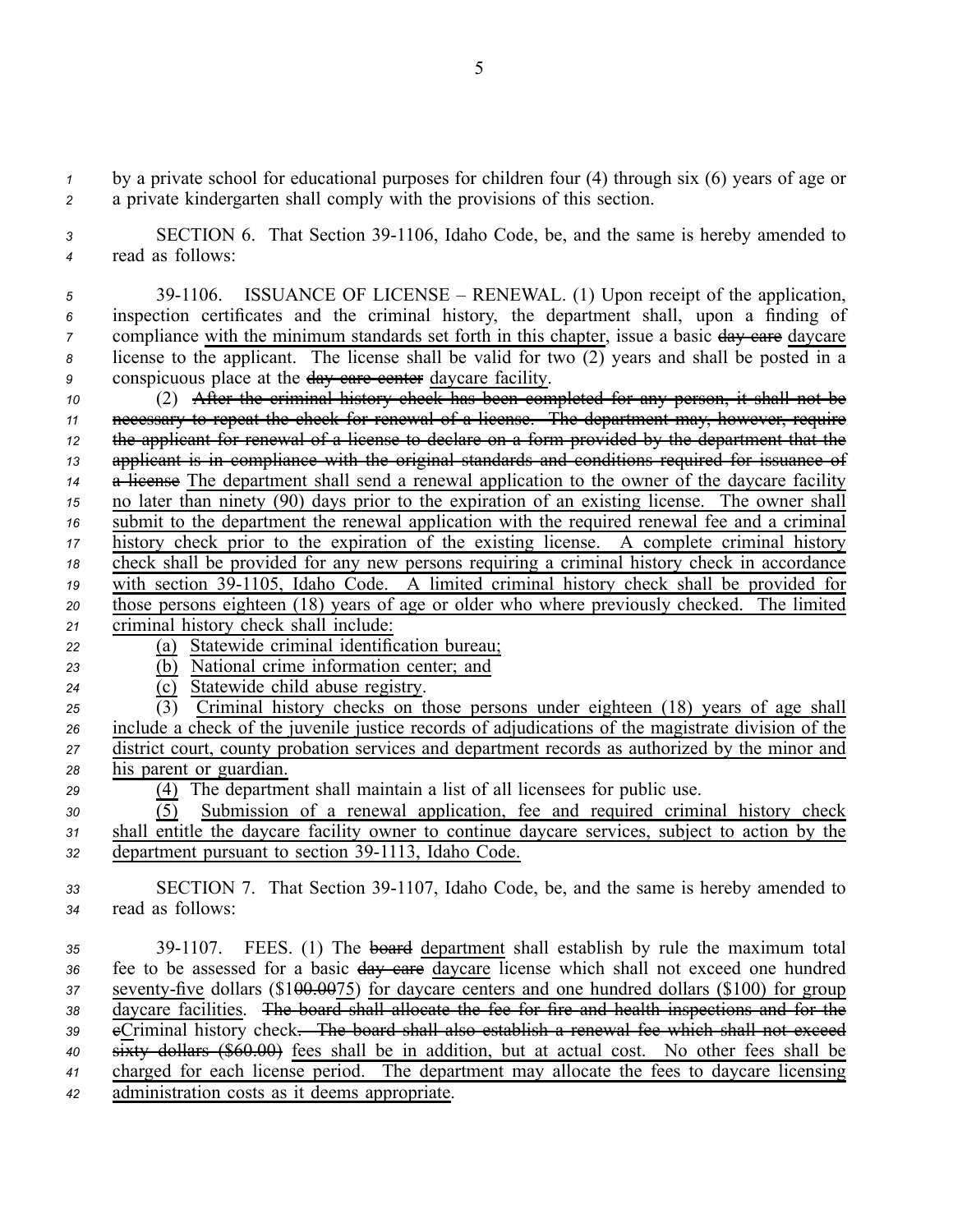by a private school for educational purposes for children four (4) through six (6) years of age or a private kindergarten shall comply with the provisions of this section.

SECTION 6. That Section 39-1106, Idaho Code, be, and the same is hereby amended to read as follows:

39-1106. ISSUANCE OF LICENSE – RENEWAL. (1) Upon receipt of the application, inspection certificates and the criminal history, the department shall, upon a finding of compliance <u>with the minimum standards set forth in this chapter</u>, issue a basic ~~day care~~ <u>daycare</u> license to the applicant. The license shall be valid for two (2) years and shall be posted in a conspicuous place at the ~~day care center~~ <u>daycare facility</u>.

(2) ~~After the criminal history check has been completed for any person, it shall not be necessary to repeat the check for renewal of a license. The department may, however, require the applicant for renewal of a license to declare on a form provided by the department that the applicant is in compliance with the original standards and conditions required for issuance of a license~~ <u>The department shall send a renewal application to the owner of the daycare facility no later than ninety (90) days prior to the expiration of an existing license. The owner shall submit to the department the renewal application with the required renewal fee and a criminal history check prior to the expiration of the existing license. A complete criminal history check shall be provided for any new persons requiring a criminal history check in accordance with section 39-1105, Idaho Code. A limited criminal history check shall be provided for those persons eighteen (18) years of age or older who where previously checked. The limited criminal history check shall include:</u>

<u>(a) Statewide criminal identification bureau;</u>

<u>(b) National crime information center; and</u>

<u>(c) Statewide child abuse registry.</u>

<u>(3) Criminal history checks on those persons under eighteen (18) years of age shall include a check of the juvenile justice records of adjudications of the magistrate division of the district court, county probation services and department records as authorized by the minor and his parent or guardian.</u>

<u>(4)</u> The department shall maintain a list of all licensees for public use.

<u>(5) Submission of a renewal application, fee and required criminal history check shall entitle the daycare facility owner to continue daycare services, subject to action by the department pursuant to section 39-1113, Idaho Code.</u>

SECTION 7. That Section 39-1107, Idaho Code, be, and the same is hereby amended to read as follows:

39-1107. FEES. (1) The ~~board~~ <u>department</u> shall establish by rule the maximum total fee to be assessed for a basic ~~day care~~ <u>daycare</u> license which shall not exceed one hundred <u>seventy-five</u> dollars ($1~~00.00~~<u>75</u>) <u>for daycare centers and one hundred dollars ($100) for group daycare facilities</u>. ~~The board shall allocate the fee for fire and health inspections and for the c~~<u>C</u>riminal history check~~. The board shall also establish a renewal fee which shall not exceed sixty dollars ($60.00)~~ <u>fees shall be in addition, but at actual cost. No other fees shall be charged for each license period. The department may allocate the fees to daycare licensing administration costs as it deems appropriate</u>.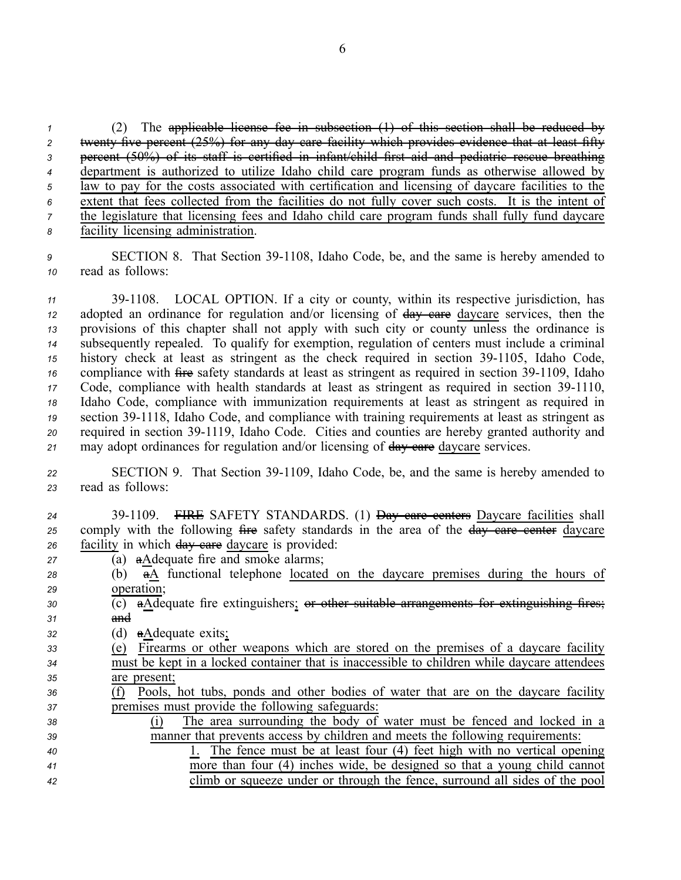(2) The ~~applicable license fee in subsection (1) of this section shall be reduced by twenty-five percent (25%) for any day care facility which provides evidence that at least fifty percent (50%) of its staff is certified in infant/child first aid and pediatric rescue breathing~~ <u>department is authorized to utilize Idaho child care program funds as otherwise allowed by law to pay for the costs associated with certification and licensing of daycare facilities to the extent that fees collected from the facilities do not fully cover such costs. It is the intent of the legislature that licensing fees and Idaho child care program funds shall fully fund daycare facility licensing administration</u>.

SECTION 8. That Section 39-1108, Idaho Code, be, and the same is hereby amended to read as follows:

39-1108. LOCAL OPTION. If a city or county, within its respective jurisdiction, has adopted an ordinance for regulation and/or licensing of ~~day care~~ <u>daycare</u> services, then the provisions of this chapter shall not apply with such city or county unless the ordinance is subsequently repealed. To qualify for exemption, regulation of centers must include a criminal history check at least as stringent as the check required in section 39-1105, Idaho Code, compliance with ~~fire~~ safety standards at least as stringent as required in section 39-1109, Idaho Code, compliance with health standards at least as stringent as required in section 39-1110, Idaho Code, compliance with immunization requirements at least as stringent as required in section 39-1118, Idaho Code, and compliance with training requirements at least as stringent as required in section 39-1119, Idaho Code. Cities and counties are hereby granted authority and may adopt ordinances for regulation and/or licensing of ~~day care~~ <u>daycare</u> services.

SECTION 9. That Section 39-1109, Idaho Code, be, and the same is hereby amended to read as follows:

39-1109. ~~FIRE~~ SAFETY STANDARDS. (1) ~~Day care centers~~ <u>Daycare facilities</u> shall comply with the following ~~fire~~ safety standards in the area of the ~~day care center~~ <u>daycare facility</u> in which ~~day care~~ <u>daycare</u> is provided:

(a) ~~a~~<u>A</u>dequate fire and smoke alarms;

(b) ~~a~~<u>A</u> functional telephone <u>located on the daycare premises during the hours of operation</u>;

(c) ~~a~~<u>A</u>dequate fire extinguishers<u>;</u> ~~or other suitable arrangements for extinguishing fires; and~~

(d) ~~a~~<u>A</u>dequate exits<u>;</u>

<u>(e) Firearms or other weapons which are stored on the premises of a daycare facility must be kept in a locked container that is inaccessible to children while daycare attendees are present;</u>

<u>(f) Pools, hot tubs, ponds and other bodies of water that are on the daycare facility premises must provide the following safeguards:</u>

<u>(i) The area surrounding the body of water must be fenced and locked in a manner that prevents access by children and meets the following requirements:</u>

<u>1. The fence must be at least four (4) feet high with no vertical opening more than four (4) inches wide, be designed so that a young child cannot climb or squeeze under or through the fence, surround all sides of the pool</u>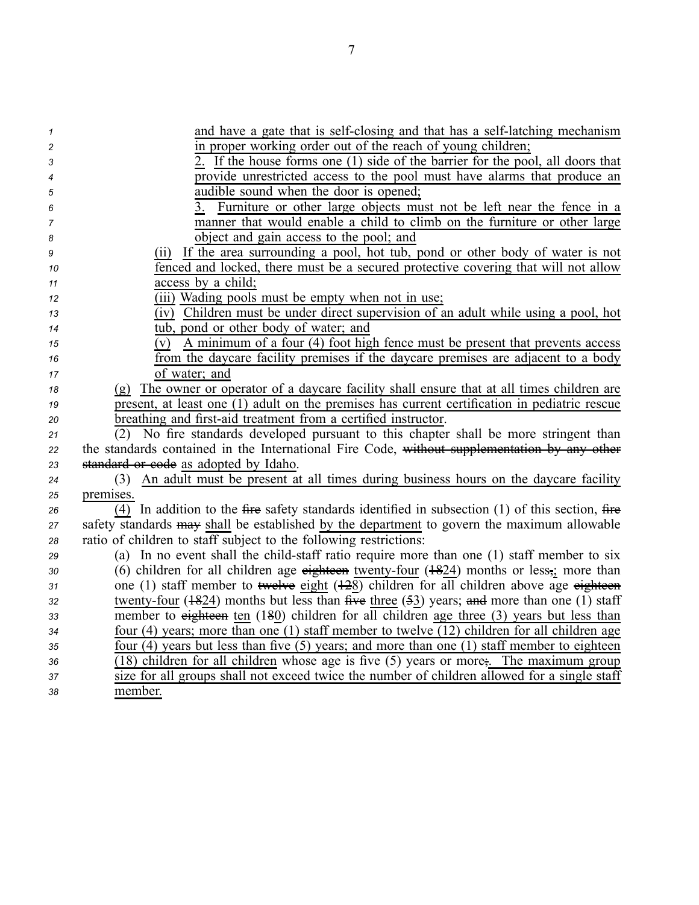and have a gate that is self-closing and that has a self-latching mechanism in proper working order out of the reach of young children;

2. If the house forms one (1) side of the barrier for the pool, all doors that provide unrestricted access to the pool must have alarms that produce an audible sound when the door is opened;

3. Furniture or other large objects must not be left near the fence in a manner that would enable a child to climb on the furniture or other large object and gain access to the pool; and

(ii) If the area surrounding a pool, hot tub, pond or other body of water is not fenced and locked, there must be a secured protective covering that will not allow access by a child;

(iii) Wading pools must be empty when not in use;

(iv) Children must be under direct supervision of an adult while using a pool, hot tub, pond or other body of water; and

(v) A minimum of a four (4) foot high fence must be present that prevents access from the daycare facility premises if the daycare premises are adjacent to a body of water; and

(g) The owner or operator of a daycare facility shall ensure that at all times children are present, at least one (1) adult on the premises has current certification in pediatric rescue breathing and first-aid treatment from a certified instructor.

(2) No fire standards developed pursuant to this chapter shall be more stringent than the standards contained in the International Fire Code, ~~without supplementation by any other standard or code~~ as adopted by Idaho.

(3) An adult must be present at all times during business hours on the daycare facility premises.

(4) In addition to the ~~fire~~ safety standards identified in subsection (1) of this section, ~~fire~~ safety standards ~~may~~ shall be established by the department to govern the maximum allowable ratio of children to staff subject to the following restrictions:

(a) In no event shall the child-staff ratio require more than one (1) staff member to six (6) children for all children age ~~eighteen~~ twenty-four (~~18~~24) months or less~~,~~; more than one (1) staff member to ~~twelve~~ eight (~~12~~8) children for all children above age ~~eighteen~~ twenty-four (~~18~~24) months but less than ~~five~~ three (~~5~~3) years; ~~and~~ more than one (1) staff member to ~~eighteen~~ ten (1~~8~~0) children for all children age three (3) years but less than four (4) years; more than one (1) staff member to twelve (12) children for all children age four (4) years but less than five (5) years; and more than one (1) staff member to eighteen (18) children for all children whose age is five (5) years or more~~;~~. The maximum group size for all groups shall not exceed twice the number of children allowed for a single staff member.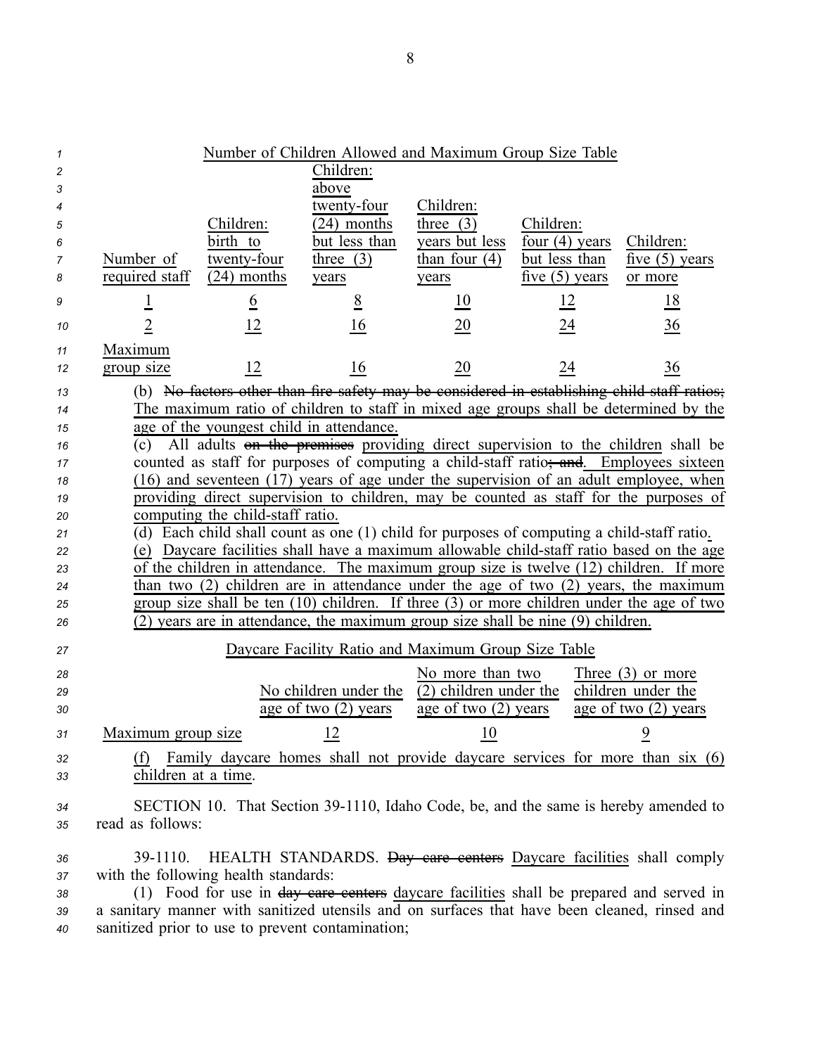Number of Children Allowed and Maximum Group Size Table

| Number of required staff | Children: birth to twenty-four (24) months | Children: above twenty-four (24) months but less than three (3) years | Children: three (3) years but less than four (4) years | Children: four (4) years but less than five (5) years | Children: five (5) years or more |
|---|---|---|---|---|---|
| 1 | 6 | 8 | 10 | 12 | 18 |
| 2 | 12 | 16 | 20 | 24 | 36 |
| Maximum group size | 12 | 16 | 20 | 24 | 36 |

(b) ~~No factors other than fire safety may be considered in establishing child staff ratios;~~ The maximum ratio of children to staff in mixed age groups shall be determined by the age of the youngest child in attendance.

(c) All adults ~~on the premises~~ providing direct supervision to the children shall be counted as staff for purposes of computing a child-staff ratio~~; and~~. Employees sixteen (16) and seventeen (17) years of age under the supervision of an adult employee, when providing direct supervision to children, may be counted as staff for the purposes of computing the child-staff ratio.

(d) Each child shall count as one (1) child for purposes of computing a child-staff ratio.

(e) Daycare facilities shall have a maximum allowable child-staff ratio based on the age of the children in attendance. The maximum group size is twelve (12) children. If more than two (2) children are in attendance under the age of two (2) years, the maximum group size shall be ten (10) children. If three (3) or more children under the age of two (2) years are in attendance, the maximum group size shall be nine (9) children.

Daycare Facility Ratio and Maximum Group Size Table

| | No children under the age of two (2) years | No more than two (2) children under the age of two (2) years | Three (3) or more children under the age of two (2) years |
|---|---|---|---|
| Maximum group size | 12 | 10 | 9 |

(f) Family daycare homes shall not provide daycare services for more than six (6) children at a time.

SECTION 10. That Section 39-1110, Idaho Code, be, and the same is hereby amended to read as follows:

39-1110. HEALTH STANDARDS. ~~Day care centers~~ Daycare facilities shall comply with the following health standards:

(1) Food for use in ~~day care centers~~ daycare facilities shall be prepared and served in a sanitary manner with sanitized utensils and on surfaces that have been cleaned, rinsed and sanitized prior to use to prevent contamination;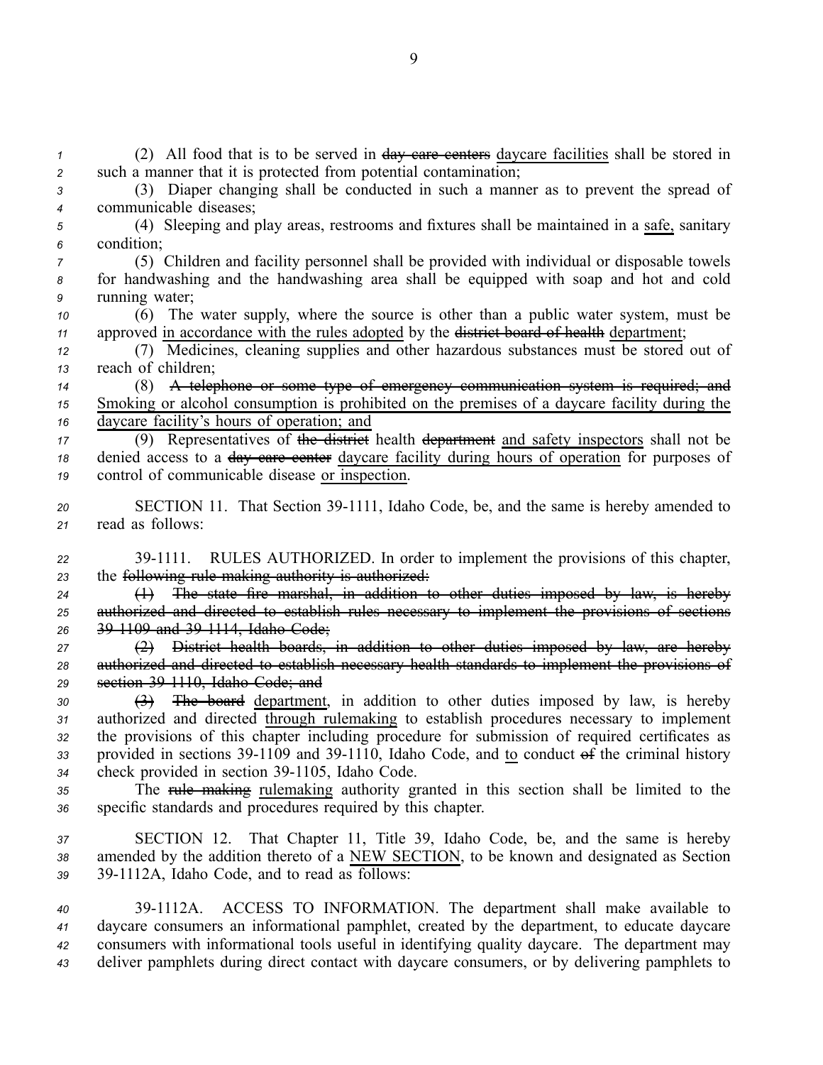(2) All food that is to be served in ~~day care centers~~ daycare facilities shall be stored in such a manner that it is protected from potential contamination;

(3) Diaper changing shall be conducted in such a manner as to prevent the spread of communicable diseases;

(4) Sleeping and play areas, restrooms and fixtures shall be maintained in a safe, sanitary condition;

(5) Children and facility personnel shall be provided with individual or disposable towels for handwashing and the handwashing area shall be equipped with soap and hot and cold running water;

(6) The water supply, where the source is other than a public water system, must be approved in accordance with the rules adopted by the ~~district board of health~~ department;

(7) Medicines, cleaning supplies and other hazardous substances must be stored out of reach of children;

(8) ~~A telephone or some type of emergency communication system is required; and~~ Smoking or alcohol consumption is prohibited on the premises of a daycare facility during the daycare facility's hours of operation; and

(9) Representatives of ~~the district~~ health ~~department~~ and safety inspectors shall not be denied access to a ~~day care center~~ daycare facility during hours of operation for purposes of control of communicable disease or inspection.

SECTION 11. That Section 39-1111, Idaho Code, be, and the same is hereby amended to read as follows:

39-1111. RULES AUTHORIZED. In order to implement the provisions of this chapter, the ~~following rule making authority is authorized:~~

~~(1) The state fire marshal, in addition to other duties imposed by law, is hereby authorized and directed to establish rules necessary to implement the provisions of sections 39-1109 and 39-1114, Idaho Code;~~

~~(2) District health boards, in addition to other duties imposed by law, are hereby authorized and directed to establish necessary health standards to implement the provisions of section 39-1110, Idaho Code; and~~

~~(3) The board~~ department, in addition to other duties imposed by law, is hereby authorized and directed through rulemaking to establish procedures necessary to implement the provisions of this chapter including procedure for submission of required certificates as provided in sections 39-1109 and 39-1110, Idaho Code, and to conduct ~~of~~ the criminal history check provided in section 39-1105, Idaho Code.

The ~~rule making~~ rulemaking authority granted in this section shall be limited to the specific standards and procedures required by this chapter.

SECTION 12. That Chapter 11, Title 39, Idaho Code, be, and the same is hereby amended by the addition thereto of a NEW SECTION, to be known and designated as Section 39-1112A, Idaho Code, and to read as follows:

39-1112A. ACCESS TO INFORMATION. The department shall make available to daycare consumers an informational pamphlet, created by the department, to educate daycare consumers with informational tools useful in identifying quality daycare. The department may deliver pamphlets during direct contact with daycare consumers, or by delivering pamphlets to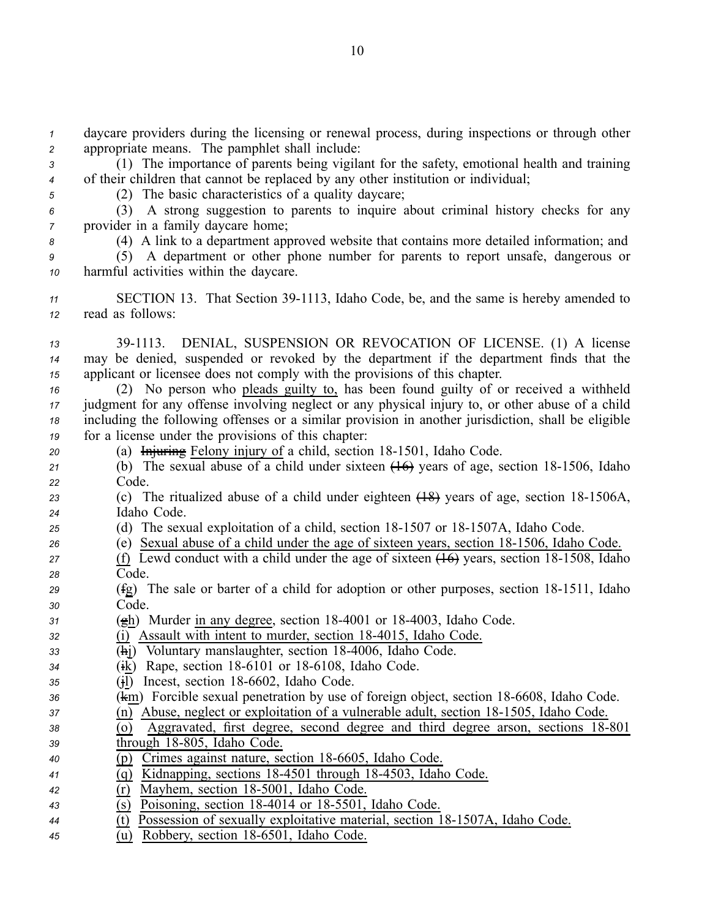daycare providers during the licensing or renewal process, during inspections or through other appropriate means. The pamphlet shall include:

(1) The importance of parents being vigilant for the safety, emotional health and training of their children that cannot be replaced by any other institution or individual;

(2) The basic characteristics of a quality daycare;

(3) A strong suggestion to parents to inquire about criminal history checks for any provider in a family daycare home;

(4) A link to a department approved website that contains more detailed information; and

(5) A department or other phone number for parents to report unsafe, dangerous or harmful activities within the daycare.

SECTION 13. That Section 39-1113, Idaho Code, be, and the same is hereby amended to read as follows:

39-1113. DENIAL, SUSPENSION OR REVOCATION OF LICENSE. (1) A license may be denied, suspended or revoked by the department if the department finds that the applicant or licensee does not comply with the provisions of this chapter.

(2) No person who pleads guilty to, has been found guilty of or received a withheld judgment for any offense involving neglect or any physical injury to, or other abuse of a child including the following offenses or a similar provision in another jurisdiction, shall be eligible for a license under the provisions of this chapter:

(a) ~~Injuring~~ Felony injury of a child, section 18-1501, Idaho Code.

(b) The sexual abuse of a child under sixteen ~~(16)~~ years of age, section 18-1506, Idaho Code.

(c) The ritualized abuse of a child under eighteen ~~(18)~~ years of age, section 18-1506A, Idaho Code.

(d) The sexual exploitation of a child, section 18-1507 or 18-1507A, Idaho Code.

(e) Sexual abuse of a child under the age of sixteen years, section 18-1506, Idaho Code.

(f) Lewd conduct with a child under the age of sixteen ~~(16)~~ years, section 18-1508, Idaho Code.

(~~f~~g) The sale or barter of a child for adoption or other purposes, section 18-1511, Idaho Code.

(~~g~~h) Murder in any degree, section 18-4001 or 18-4003, Idaho Code.

(i) Assault with intent to murder, section 18-4015, Idaho Code.

(~~h~~j) Voluntary manslaughter, section 18-4006, Idaho Code.

(~~i~~k) Rape, section 18-6101 or 18-6108, Idaho Code.

(~~j~~l) Incest, section 18-6602, Idaho Code.

(~~k~~m) Forcible sexual penetration by use of foreign object, section 18-6608, Idaho Code.

(n) Abuse, neglect or exploitation of a vulnerable adult, section 18-1505, Idaho Code.

(o) Aggravated, first degree, second degree and third degree arson, sections 18-801 through 18-805, Idaho Code.

(p) Crimes against nature, section 18-6605, Idaho Code.

(q) Kidnapping, sections 18-4501 through 18-4503, Idaho Code.

(r) Mayhem, section 18-5001, Idaho Code.

(s) Poisoning, section 18-4014 or 18-5501, Idaho Code.

(t) Possession of sexually exploitative material, section 18-1507A, Idaho Code.

(u) Robbery, section 18-6501, Idaho Code.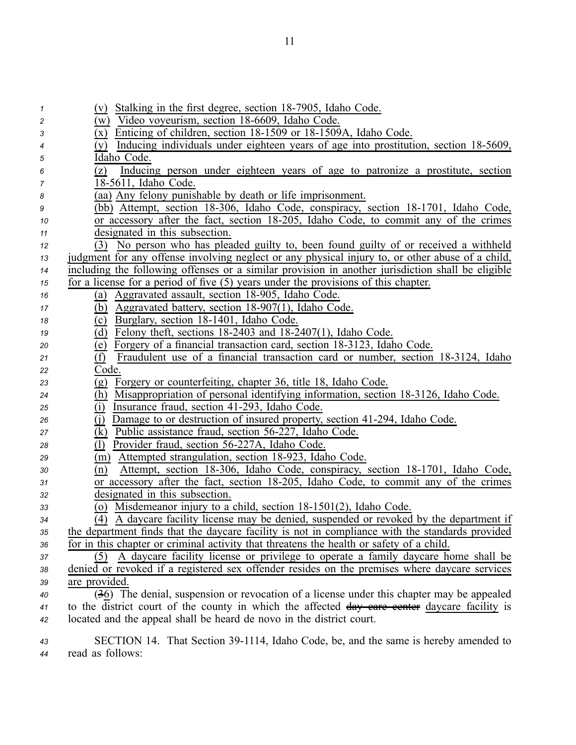(v) Stalking in the first degree, section 18-7905, Idaho Code.

(w) Video voyeurism, section 18-6609, Idaho Code.

(x) Enticing of children, section 18-1509 or 18-1509A, Idaho Code.

(y) Inducing individuals under eighteen years of age into prostitution, section 18-5609, Idaho Code.

(z) Inducing person under eighteen years of age to patronize a prostitute, section 18-5611, Idaho Code.

(aa) Any felony punishable by death or life imprisonment.

(bb) Attempt, section 18-306, Idaho Code, conspiracy, section 18-1701, Idaho Code, or accessory after the fact, section 18-205, Idaho Code, to commit any of the crimes designated in this subsection.

(3) No person who has pleaded guilty to, been found guilty of or received a withheld judgment for any offense involving neglect or any physical injury to, or other abuse of a child, including the following offenses or a similar provision in another jurisdiction shall be eligible for a license for a period of five (5) years under the provisions of this chapter.

(a) Aggravated assault, section 18-905, Idaho Code.

(b) Aggravated battery, section 18-907(1), Idaho Code.

(c) Burglary, section 18-1401, Idaho Code.

(d) Felony theft, sections 18-2403 and 18-2407(1), Idaho Code.

(e) Forgery of a financial transaction card, section 18-3123, Idaho Code.

(f) Fraudulent use of a financial transaction card or number, section 18-3124, Idaho Code.

(g) Forgery or counterfeiting, chapter 36, title 18, Idaho Code.

(h) Misappropriation of personal identifying information, section 18-3126, Idaho Code.

(i) Insurance fraud, section 41-293, Idaho Code.

(j) Damage to or destruction of insured property, section 41-294, Idaho Code.

(k) Public assistance fraud, section 56-227, Idaho Code.

(l) Provider fraud, section 56-227A, Idaho Code.

(m) Attempted strangulation, section 18-923, Idaho Code.

(n) Attempt, section 18-306, Idaho Code, conspiracy, section 18-1701, Idaho Code, or accessory after the fact, section 18-205, Idaho Code, to commit any of the crimes designated in this subsection.

(o) Misdemeanor injury to a child, section 18-1501(2), Idaho Code.

(4) A daycare facility license may be denied, suspended or revoked by the department if the department finds that the daycare facility is not in compliance with the standards provided for in this chapter or criminal activity that threatens the health or safety of a child.

(5) A daycare facility license or privilege to operate a family daycare home shall be denied or revoked if a registered sex offender resides on the premises where daycare services are provided.

(~~3~~6) The denial, suspension or revocation of a license under this chapter may be appealed to the district court of the county in which the affected ~~day care center~~ daycare facility is located and the appeal shall be heard de novo in the district court.

SECTION 14. That Section 39-1114, Idaho Code, be, and the same is hereby amended to read as follows: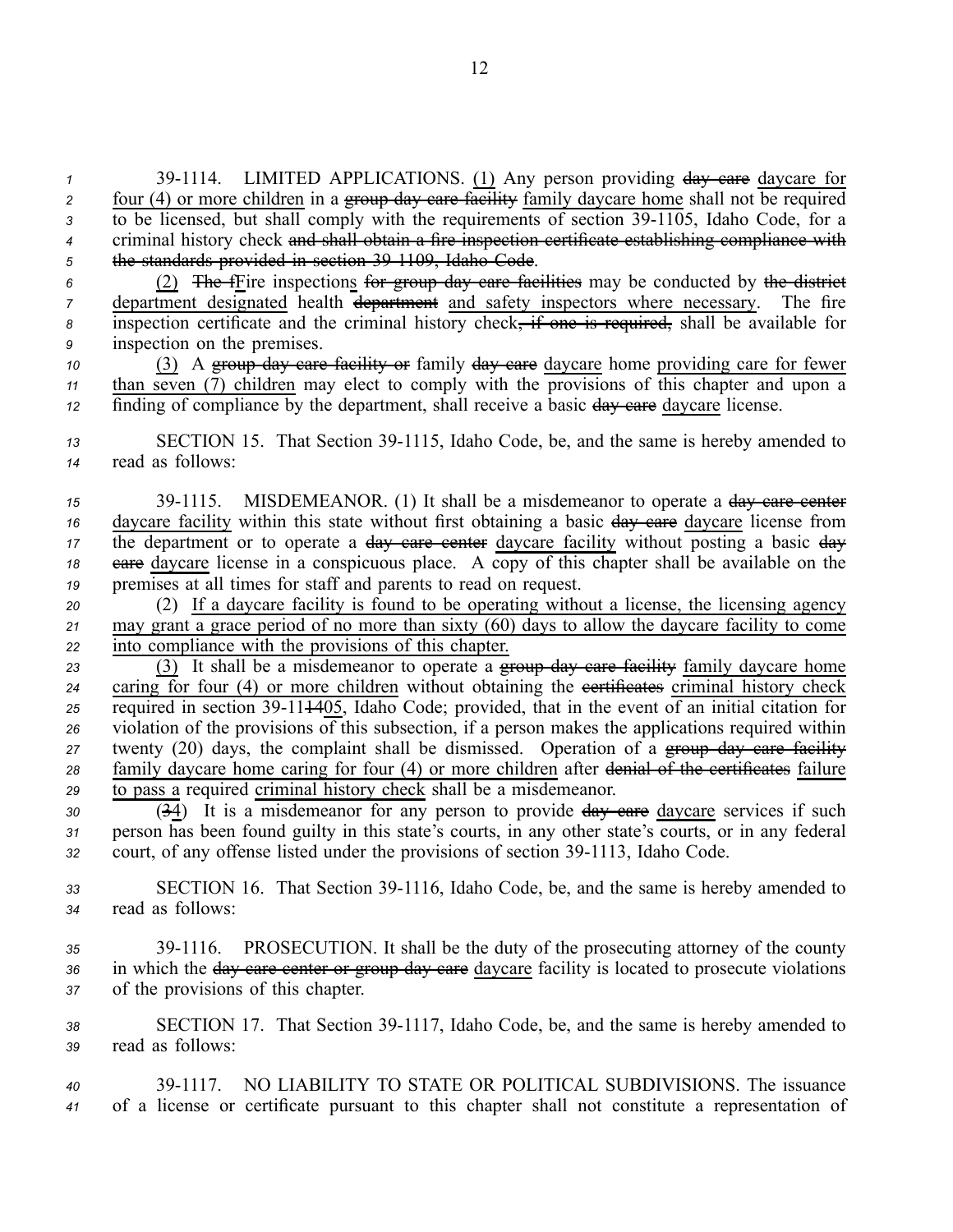39-1114. LIMITED APPLICATIONS. (1) Any person providing ~~day care~~ daycare for four (4) or more children in a ~~group day care facility~~ family daycare home shall not be required to be licensed, but shall comply with the requirements of section 39-1105, Idaho Code, for a criminal history check ~~and shall obtain a fire inspection certificate establishing compliance with the standards provided in section 39-1109, Idaho Code~~.

(2) ~~The f~~Fire inspections ~~for group day care facilities~~ may be conducted by ~~the district~~ department designated health ~~department~~ and safety inspectors where necessary. The fire inspection certificate and the criminal history check~~, if one is required,~~ shall be available for inspection on the premises.

(3) A ~~group day care facility or~~ family ~~day care~~ daycare home providing care for fewer than seven (7) children may elect to comply with the provisions of this chapter and upon a finding of compliance by the department, shall receive a basic ~~day care~~ daycare license.

SECTION 15. That Section 39-1115, Idaho Code, be, and the same is hereby amended to read as follows:

39-1115. MISDEMEANOR. (1) It shall be a misdemeanor to operate a ~~day care center~~ daycare facility within this state without first obtaining a basic ~~day care~~ daycare license from the department or to operate a ~~day care center~~ daycare facility without posting a basic ~~day care~~ daycare license in a conspicuous place. A copy of this chapter shall be available on the premises at all times for staff and parents to read on request.

(2) If a daycare facility is found to be operating without a license, the licensing agency may grant a grace period of no more than sixty (60) days to allow the daycare facility to come into compliance with the provisions of this chapter.

(3) It shall be a misdemeanor to operate a ~~group day care facility~~ family daycare home caring for four (4) or more children without obtaining the ~~certificates~~ criminal history check required in section 39-11~~14~~05, Idaho Code; provided, that in the event of an initial citation for violation of the provisions of this subsection, if a person makes the applications required within twenty (20) days, the complaint shall be dismissed. Operation of a ~~group day care facility~~ family daycare home caring for four (4) or more children after ~~denial of the certificates~~ failure to pass a required criminal history check shall be a misdemeanor.

(~~3~~4) It is a misdemeanor for any person to provide ~~day care~~ daycare services if such person has been found guilty in this state's courts, in any other state's courts, or in any federal court, of any offense listed under the provisions of section 39-1113, Idaho Code.

SECTION 16. That Section 39-1116, Idaho Code, be, and the same is hereby amended to read as follows:

39-1116. PROSECUTION. It shall be the duty of the prosecuting attorney of the county in which the ~~day care center or group day care~~ daycare facility is located to prosecute violations of the provisions of this chapter.

SECTION 17. That Section 39-1117, Idaho Code, be, and the same is hereby amended to read as follows:

39-1117. NO LIABILITY TO STATE OR POLITICAL SUBDIVISIONS. The issuance of a license or certificate pursuant to this chapter shall not constitute a representation of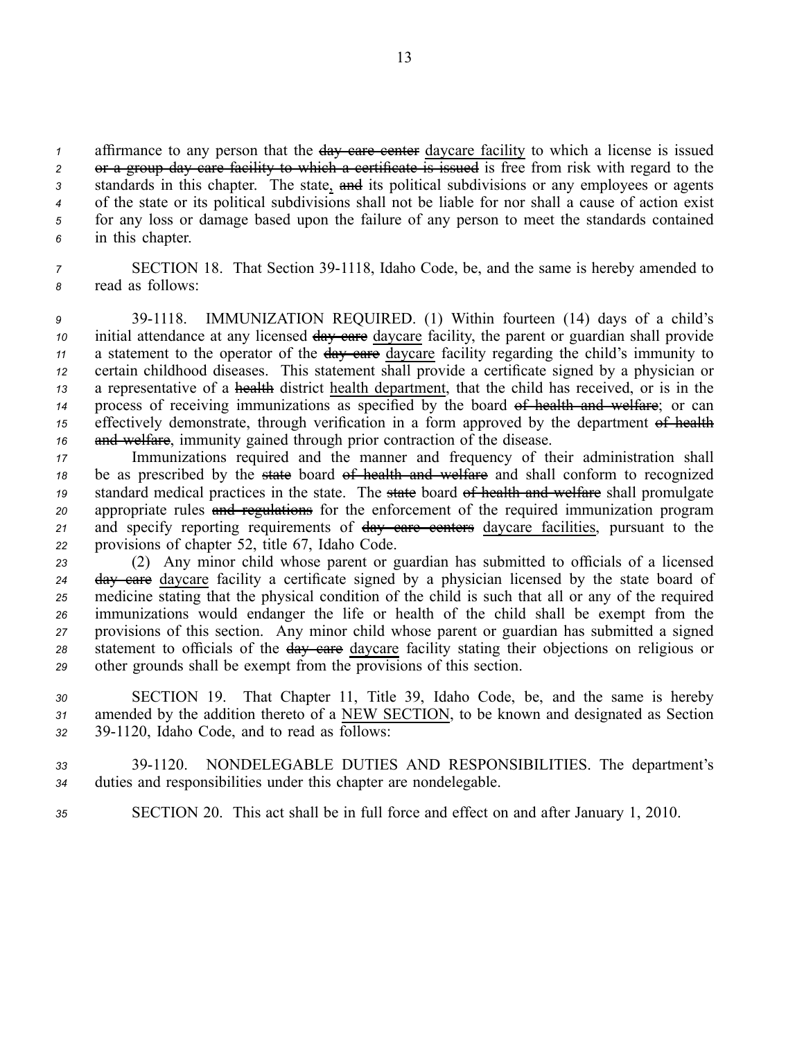affirmance to any person that the ~~day care center~~ daycare facility to which a license is issued ~~or a group day care facility to which a certificate is issued~~ is free from risk with regard to the standards in this chapter. The state, ~~and~~ its political subdivisions or any employees or agents of the state or its political subdivisions shall not be liable for nor shall a cause of action exist for any loss or damage based upon the failure of any person to meet the standards contained in this chapter.

SECTION 18. That Section 39-1118, Idaho Code, be, and the same is hereby amended to read as follows:

39-1118. IMMUNIZATION REQUIRED. (1) Within fourteen (14) days of a child's initial attendance at any licensed ~~day care~~ daycare facility, the parent or guardian shall provide a statement to the operator of the ~~day care~~ daycare facility regarding the child's immunity to certain childhood diseases. This statement shall provide a certificate signed by a physician or a representative of a ~~health~~ district health department, that the child has received, or is in the process of receiving immunizations as specified by the board ~~of health and welfare~~; or can effectively demonstrate, through verification in a form approved by the department ~~of health and welfare~~, immunity gained through prior contraction of the disease.

Immunizations required and the manner and frequency of their administration shall be as prescribed by the ~~state~~ board ~~of health and welfare~~ and shall conform to recognized standard medical practices in the state. The ~~state~~ board ~~of health and welfare~~ shall promulgate appropriate rules ~~and regulations~~ for the enforcement of the required immunization program and specify reporting requirements of ~~day care centers~~ daycare facilities, pursuant to the provisions of chapter 52, title 67, Idaho Code.

(2) Any minor child whose parent or guardian has submitted to officials of a licensed ~~day care~~ daycare facility a certificate signed by a physician licensed by the state board of medicine stating that the physical condition of the child is such that all or any of the required immunizations would endanger the life or health of the child shall be exempt from the provisions of this section. Any minor child whose parent or guardian has submitted a signed statement to officials of the ~~day care~~ daycare facility stating their objections on religious or other grounds shall be exempt from the provisions of this section.

SECTION 19. That Chapter 11, Title 39, Idaho Code, be, and the same is hereby amended by the addition thereto of a NEW SECTION, to be known and designated as Section 39-1120, Idaho Code, and to read as follows:

39-1120. NONDELEGABLE DUTIES AND RESPONSIBILITIES. The department's duties and responsibilities under this chapter are nondelegable.

SECTION 20. This act shall be in full force and effect on and after January 1, 2010.